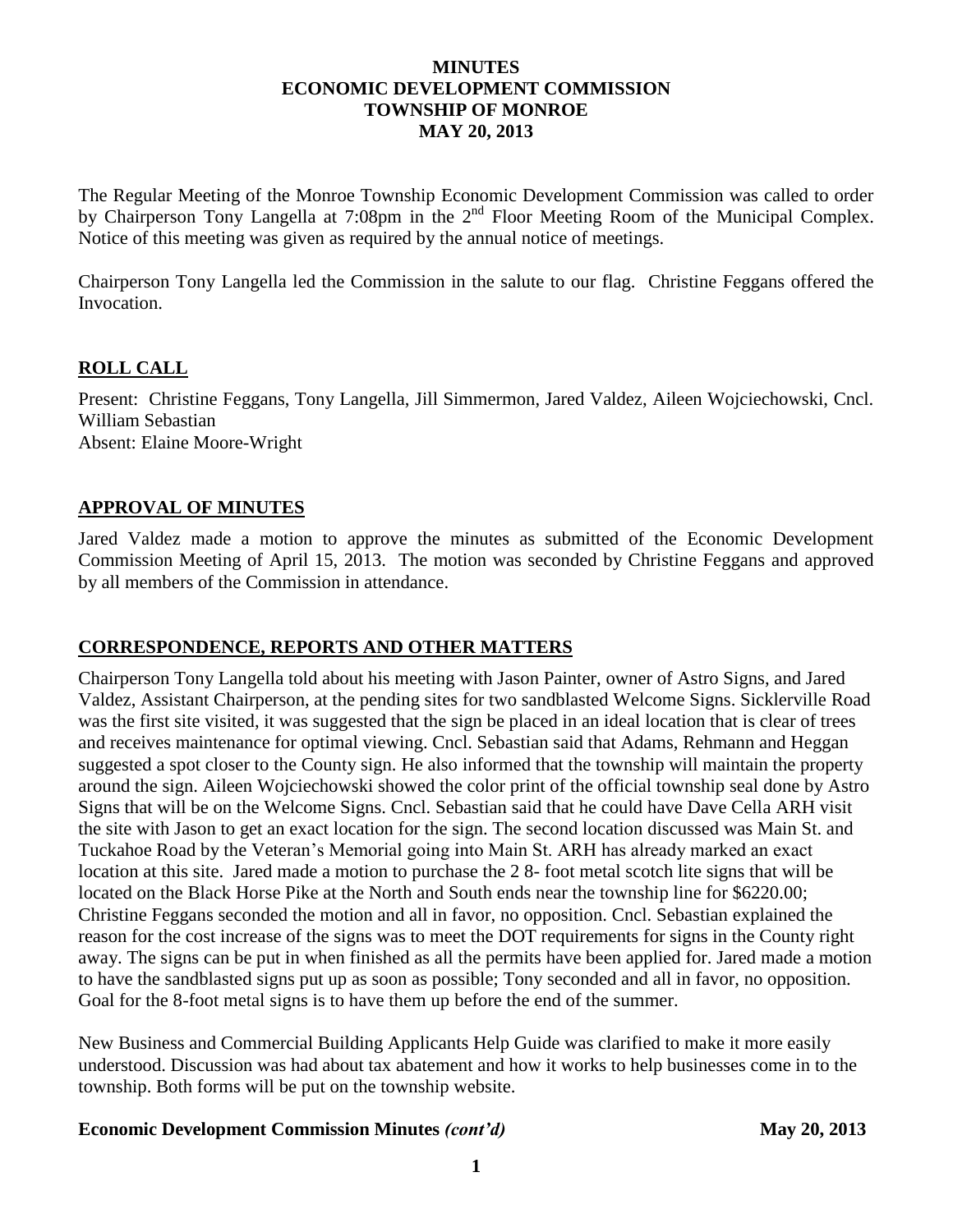# MINUTES
# ECONOMIC DEVELOPMENT COMMISSION
# TOWNSHIP OF MONROE
# MAY 20, 2013

The Regular Meeting of the Monroe Township Economic Development Commission was called to order by Chairperson Tony Langella at 7:08pm in the 2nd Floor Meeting Room of the Municipal Complex. Notice of this meeting was given as required by the annual notice of meetings.

Chairperson Tony Langella led the Commission in the salute to our flag. Christine Feggans offered the Invocation.

## ROLL CALL

Present: Christine Feggans, Tony Langella, Jill Simmermon, Jared Valdez, Aileen Wojciechowski, Cncl. William Sebastian
Absent: Elaine Moore-Wright

## APPROVAL OF MINUTES

Jared Valdez made a motion to approve the minutes as submitted of the Economic Development Commission Meeting of April 15, 2013. The motion was seconded by Christine Feggans and approved by all members of the Commission in attendance.

## CORRESPONDENCE, REPORTS AND OTHER MATTERS

Chairperson Tony Langella told about his meeting with Jason Painter, owner of Astro Signs, and Jared Valdez, Assistant Chairperson, at the pending sites for two sandblasted Welcome Signs. Sicklerville Road was the first site visited, it was suggested that the sign be placed in an ideal location that is clear of trees and receives maintenance for optimal viewing. Cncl. Sebastian said that Adams, Rehmann and Heggan suggested a spot closer to the County sign. He also informed that the township will maintain the property around the sign. Aileen Wojciechowski showed the color print of the official township seal done by Astro Signs that will be on the Welcome Signs. Cncl. Sebastian said that he could have Dave Cella ARH visit the site with Jason to get an exact location for the sign. The second location discussed was Main St. and Tuckahoe Road by the Veteran's Memorial going into Main St. ARH has already marked an exact location at this site. Jared made a motion to purchase the 2 8- foot metal scotch lite signs that will be located on the Black Horse Pike at the North and South ends near the township line for $6220.00; Christine Feggans seconded the motion and all in favor, no opposition. Cncl. Sebastian explained the reason for the cost increase of the signs was to meet the DOT requirements for signs in the County right away. The signs can be put in when finished as all the permits have been applied for. Jared made a motion to have the sandblasted signs put up as soon as possible; Tony seconded and all in favor, no opposition. Goal for the 8-foot metal signs is to have them up before the end of the summer.

New Business and Commercial Building Applicants Help Guide was clarified to make it more easily understood. Discussion was had about tax abatement and how it works to help businesses come in to the township. Both forms will be put on the township website.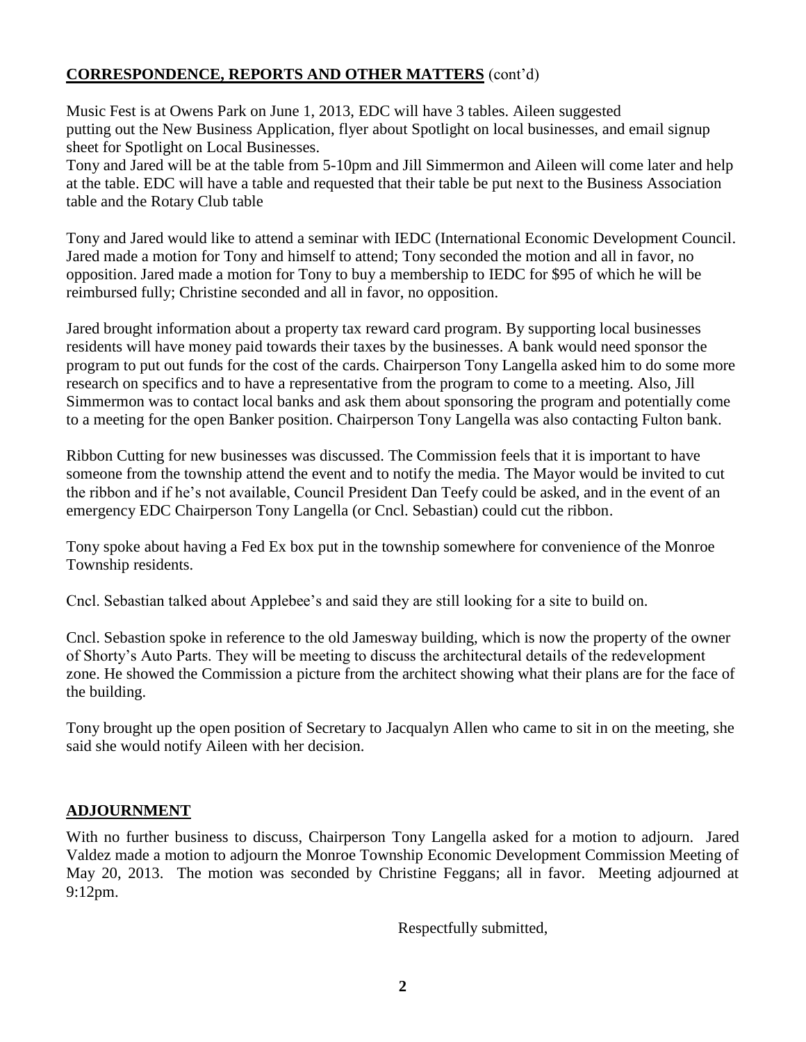## **CORRESPONDENCE, REPORTS AND OTHER MATTERS** (cont'd)

Music Fest is at Owens Park on June 1, 2013, EDC will have 3 tables. Aileen suggested putting out the New Business Application, flyer about Spotlight on local businesses, and email signup sheet for Spotlight on Local Businesses.
Tony and Jared will be at the table from 5-10pm and Jill Simmermon and Aileen will come later and help at the table. EDC will have a table and requested that their table be put next to the Business Association table and the Rotary Club table

Tony and Jared would like to attend a seminar with IEDC (International Economic Development Council. Jared made a motion for Tony and himself to attend; Tony seconded the motion and all in favor, no opposition. Jared made a motion for Tony to buy a membership to IEDC for $95 of which he will be reimbursed fully; Christine seconded and all in favor, no opposition.

Jared brought information about a property tax reward card program. By supporting local businesses residents will have money paid towards their taxes by the businesses. A bank would need sponsor the program to put out funds for the cost of the cards. Chairperson Tony Langella asked him to do some more research on specifics and to have a representative from the program to come to a meeting. Also, Jill Simmermon was to contact local banks and ask them about sponsoring the program and potentially come to a meeting for the open Banker position. Chairperson Tony Langella was also contacting Fulton bank.

Ribbon Cutting for new businesses was discussed. The Commission feels that it is important to have someone from the township attend the event and to notify the media. The Mayor would be invited to cut the ribbon and if he's not available, Council President Dan Teefy could be asked, and in the event of an emergency EDC Chairperson Tony Langella (or Cncl. Sebastian) could cut the ribbon.

Tony spoke about having a Fed Ex box put in the township somewhere for convenience of the Monroe Township residents.

Cncl. Sebastian talked about Applebee's and said they are still looking for a site to build on.

Cncl. Sebastion spoke in reference to the old Jamesway building, which is now the property of the owner of Shorty's Auto Parts. They will be meeting to discuss the architectural details of the redevelopment zone. He showed the Commission a picture from the architect showing what their plans are for the face of the building.

Tony brought up the open position of Secretary to Jacqualyn Allen who came to sit in on the meeting, she said she would notify Aileen with her decision.

## **ADJOURNMENT**

With no further business to discuss, Chairperson Tony Langella asked for a motion to adjourn. Jared Valdez made a motion to adjourn the Monroe Township Economic Development Commission Meeting of May 20, 2013. The motion was seconded by Christine Feggans; all in favor. Meeting adjourned at 9:12pm.

Respectfully submitted,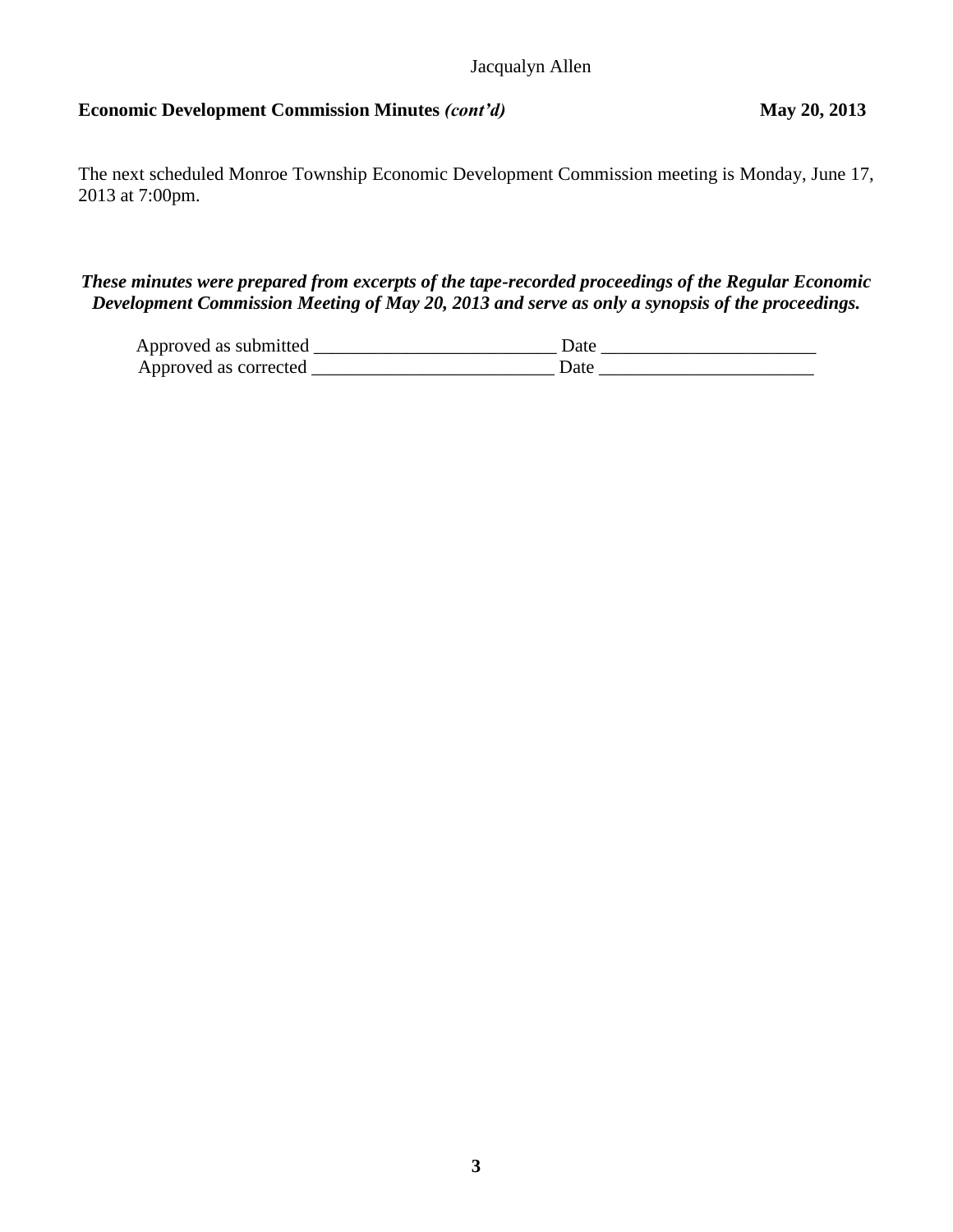Jacqualyn Allen

The next scheduled Monroe Township Economic Development Commission meeting is Monday, June 17, 2013 at 7:00pm.

***These minutes were prepared from excerpts of the tape-recorded proceedings of the Regular Economic Development Commission Meeting of May 20, 2013 and serve as only a synopsis of the proceedings.***

Approved as submitted __________________________ Date _______________________

Approved as corrected __________________________ Date _______________________